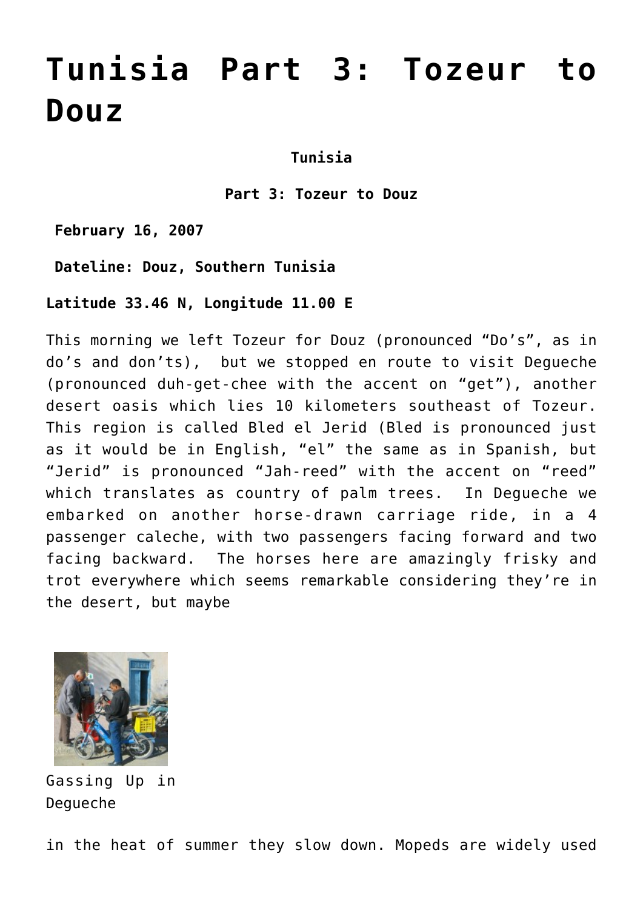# Tunisia Part 3: Tozeur to Douz

**Tunisia**

**Part 3: Tozeur to Douz**

**February 16, 2007**

**Dateline: Douz, Southern Tunisia**

**Latitude 33.46 N, Longitude 11.00 E**

This morning we left Tozeur for Douz (pronounced "Do's", as in do's and don'ts), but we stopped en route to visit Degueche (pronounced duh-get-chee with the accent on "get"), another desert oasis which lies 10 kilometers southeast of Tozeur. This region is called Bled el Jerid (Bled is pronounced just as it would be in English, "el" the same as in Spanish, but "Jerid" is pronounced "Jah-reed" with the accent on "reed" which translates as country of palm trees. In Degueche we embarked on another horse-drawn carriage ride, in a 4 passenger caleche, with two passengers facing forward and two facing backward. The horses here are amazingly frisky and trot everywhere which seems remarkable considering they're in the desert, but maybe

Gassing Up in Degueche

in the heat of summer they slow down. Mopeds are widely used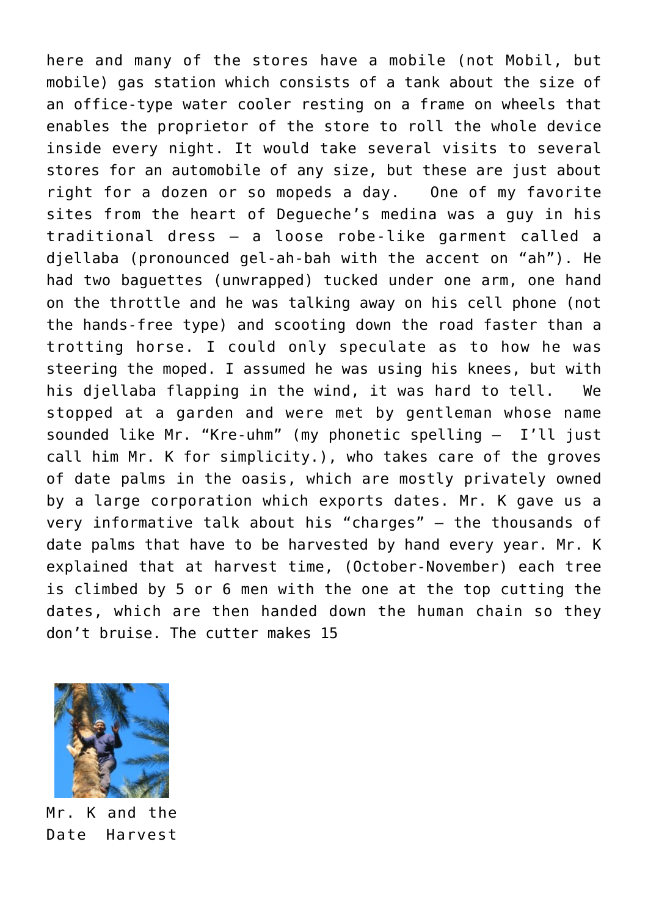here and many of the stores have a mobile (not Mobil, but mobile) gas station which consists of a tank about the size of an office-type water cooler resting on a frame on wheels that enables the proprietor of the store to roll the whole device inside every night. It would take several visits to several stores for an automobile of any size, but these are just about right for a dozen or so mopeds a day. One of my favorite sites from the heart of Degueche's medina was a guy in his traditional dress – a loose robe-like garment called a djellaba (pronounced gel-ah-bah with the accent on "ah"). He had two baguettes (unwrapped) tucked under one arm, one hand on the throttle and he was talking away on his cell phone (not the hands-free type) and scooting down the road faster than a trotting horse. I could only speculate as to how he was steering the moped. I assumed he was using his knees, but with his djellaba flapping in the wind, it was hard to tell. We stopped at a garden and were met by gentleman whose name sounded like Mr. "Kre-uhm" (my phonetic spelling – I'll just call him Mr. K for simplicity.), who takes care of the groves of date palms in the oasis, which are mostly privately owned by a large corporation which exports dates. Mr. K gave us a very informative talk about his "charges" – the thousands of date palms that have to be harvested by hand every year. Mr. K explained that at harvest time, (October-November) each tree is climbed by 5 or 6 men with the one at the top cutting the dates, which are then handed down the human chain so they don't bruise. The cutter makes 15

Mr. K and the Date Harvest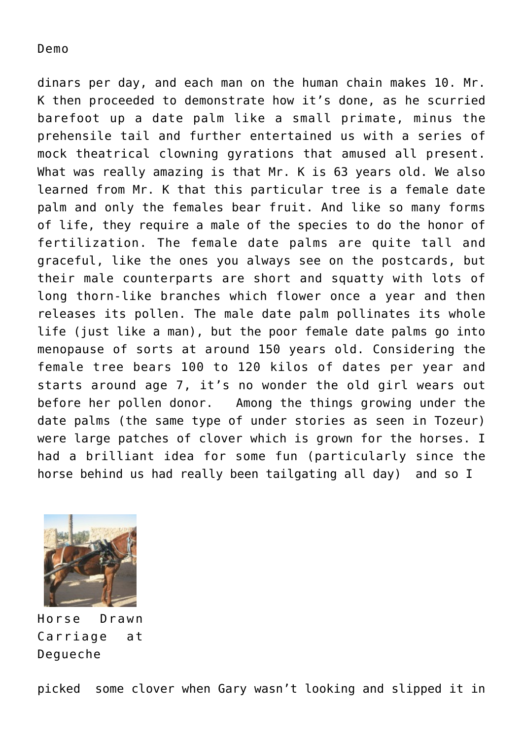Demo

dinars per day, and each man on the human chain makes 10. Mr. K then proceeded to demonstrate how it's done, as he scurried barefoot up a date palm like a small primate, minus the prehensile tail and further entertained us with a series of mock theatrical clowning gyrations that amused all present. What was really amazing is that Mr. K is 63 years old. We also learned from Mr. K that this particular tree is a female date palm and only the females bear fruit. And like so many forms of life, they require a male of the species to do the honor of fertilization. The female date palms are quite tall and graceful, like the ones you always see on the postcards, but their male counterparts are short and squatty with lots of long thorn-like branches which flower once a year and then releases its pollen. The male date palm pollinates its whole life (just like a man), but the poor female date palms go into menopause of sorts at around 150 years old. Considering the female tree bears 100 to 120 kilos of dates per year and starts around age 7, it's no wonder the old girl wears out before her pollen donor. Among the things growing under the date palms (the same type of under stories as seen in Tozeur) were large patches of clover which is grown for the horses. I had a brilliant idea for some fun (particularly since the horse behind us had really been tailgating all day) and so I

Horse Drawn Carriage at Degueche

picked some clover when Gary wasn't looking and slipped it in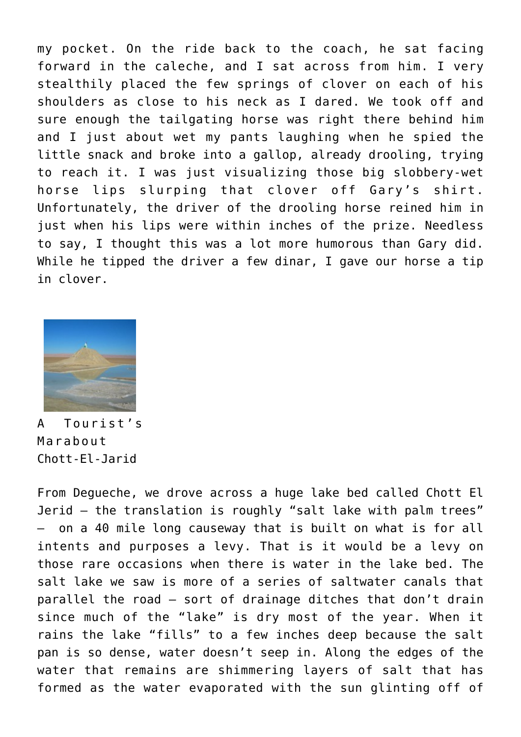my pocket. On the ride back to the coach, he sat facing forward in the caleche, and I sat across from him. I very stealthily placed the few springs of clover on each of his shoulders as close to his neck as I dared. We took off and sure enough the tailgating horse was right there behind him and I just about wet my pants laughing when he spied the little snack and broke into a gallop, already drooling, trying to reach it. I was just visualizing those big slobbery-wet horse lips slurping that clover off Gary's shirt. Unfortunately, the driver of the drooling horse reined him in just when his lips were within inches of the prize. Needless to say, I thought this was a lot more humorous than Gary did. While he tipped the driver a few dinar, I gave our horse a tip in clover.

A Tourist's Marabout Chott-El-Jarid

From Degueche, we drove across a huge lake bed called Chott El Jerid – the translation is roughly "salt lake with palm trees" – on a 40 mile long causeway that is built on what is for all intents and purposes a levy. That is it would be a levy on those rare occasions when there is water in the lake bed. The salt lake we saw is more of a series of saltwater canals that parallel the road – sort of drainage ditches that don't drain since much of the "lake" is dry most of the year. When it rains the lake "fills" to a few inches deep because the salt pan is so dense, water doesn't seep in. Along the edges of the water that remains are shimmering layers of salt that has formed as the water evaporated with the sun glinting off of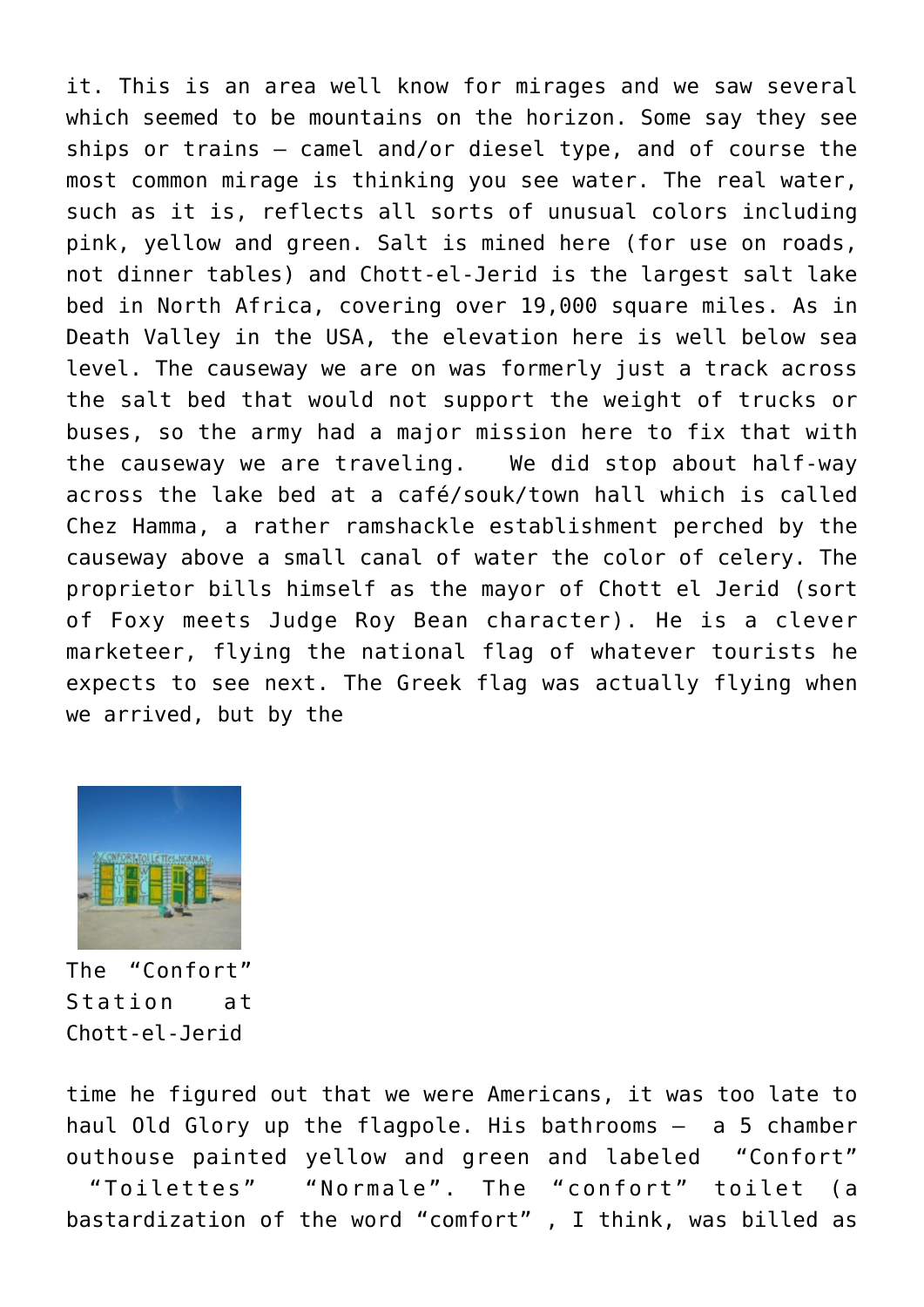it. This is an area well know for mirages and we saw several which seemed to be mountains on the horizon. Some say they see ships or trains – camel and/or diesel type, and of course the most common mirage is thinking you see water. The real water, such as it is, reflects all sorts of unusual colors including pink, yellow and green. Salt is mined here (for use on roads, not dinner tables) and Chott-el-Jerid is the largest salt lake bed in North Africa, covering over 19,000 square miles. As in Death Valley in the USA, the elevation here is well below sea level. The causeway we are on was formerly just a track across the salt bed that would not support the weight of trucks or buses, so the army had a major mission here to fix that with the causeway we are traveling.  We did stop about half-way across the lake bed at a café/souk/town hall which is called Chez Hamma, a rather ramshackle establishment perched by the causeway above a small canal of water the color of celery. The proprietor bills himself as the mayor of Chott el Jerid (sort of Foxy meets Judge Roy Bean character). He is a clever marketeer, flying the national flag of whatever tourists he expects to see next. The Greek flag was actually flying when we arrived, but by the

The "Confort" Station at Chott-el-Jerid

time he figured out that we were Americans, it was too late to haul Old Glory up the flagpole. His bathrooms – a 5 chamber outhouse painted yellow and green and labeled "Confort" "Toilettes" "Normale". The "confort" toilet (a bastardization of the word "comfort" , I think, was billed as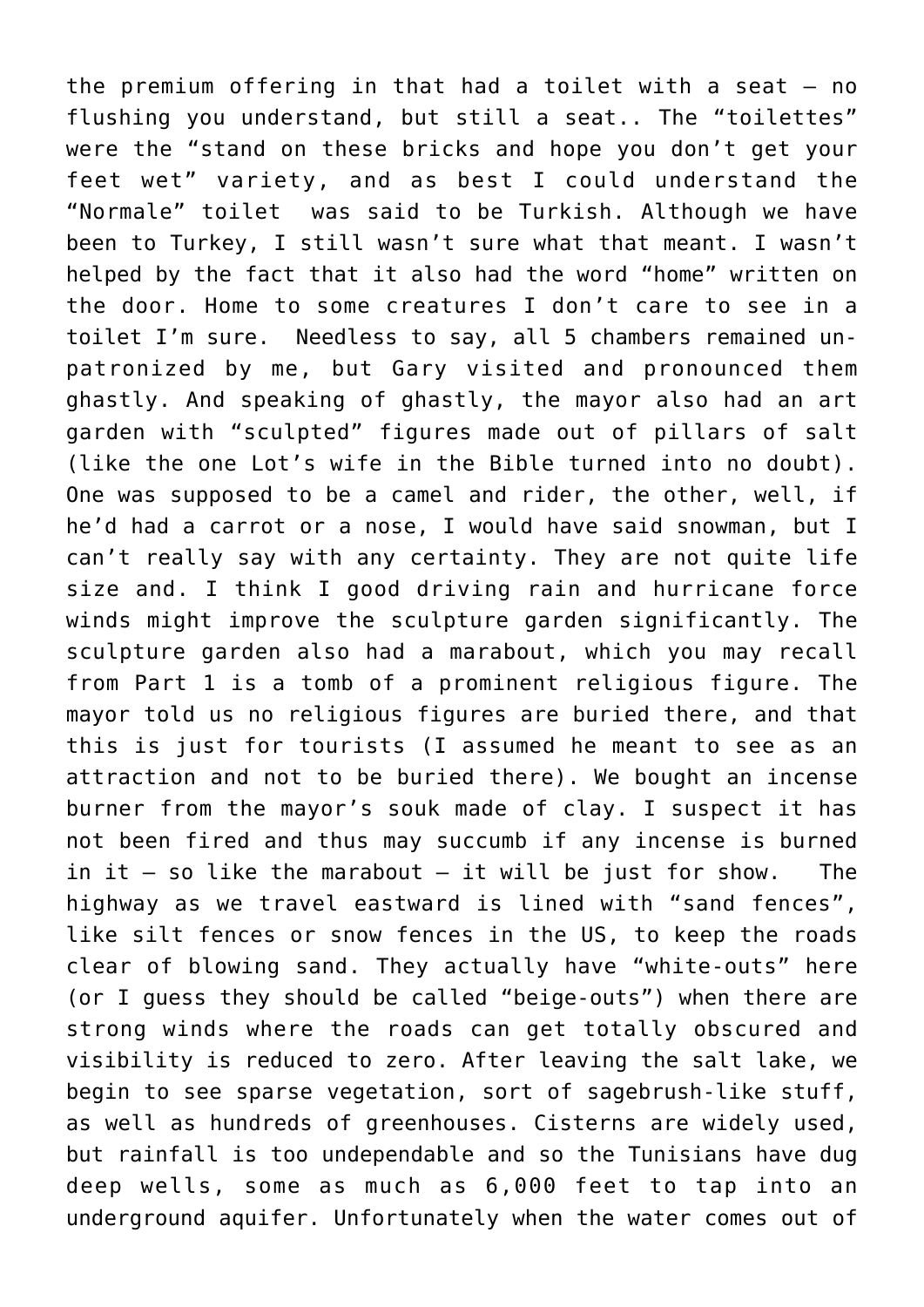the premium offering in that had a toilet with a seat – no flushing you understand, but still a seat.. The "toilettes" were the "stand on these bricks and hope you don't get your feet wet" variety, and as best I could understand the "Normale" toilet was said to be Turkish. Although we have been to Turkey, I still wasn't sure what that meant. I wasn't helped by the fact that it also had the word "home" written on the door. Home to some creatures I don't care to see in a toilet I'm sure. Needless to say, all 5 chambers remained un-patronized by me, but Gary visited and pronounced them ghastly. And speaking of ghastly, the mayor also had an art garden with "sculpted" figures made out of pillars of salt (like the one Lot's wife in the Bible turned into no doubt). One was supposed to be a camel and rider, the other, well, if he'd had a carrot or a nose, I would have said snowman, but I can't really say with any certainty. They are not quite life size and. I think I good driving rain and hurricane force winds might improve the sculpture garden significantly. The sculpture garden also had a marabout, which you may recall from Part 1 is a tomb of a prominent religious figure. The mayor told us no religious figures are buried there, and that this is just for tourists (I assumed he meant to see as an attraction and not to be buried there). We bought an incense burner from the mayor's souk made of clay. I suspect it has not been fired and thus may succumb if any incense is burned in it – so like the marabout – it will be just for show. The highway as we travel eastward is lined with "sand fences", like silt fences or snow fences in the US, to keep the roads clear of blowing sand. They actually have "white-outs" here (or I guess they should be called "beige-outs") when there are strong winds where the roads can get totally obscured and visibility is reduced to zero. After leaving the salt lake, we begin to see sparse vegetation, sort of sagebrush-like stuff, as well as hundreds of greenhouses. Cisterns are widely used, but rainfall is too undependable and so the Tunisians have dug deep wells, some as much as 6,000 feet to tap into an underground aquifer. Unfortunately when the water comes out of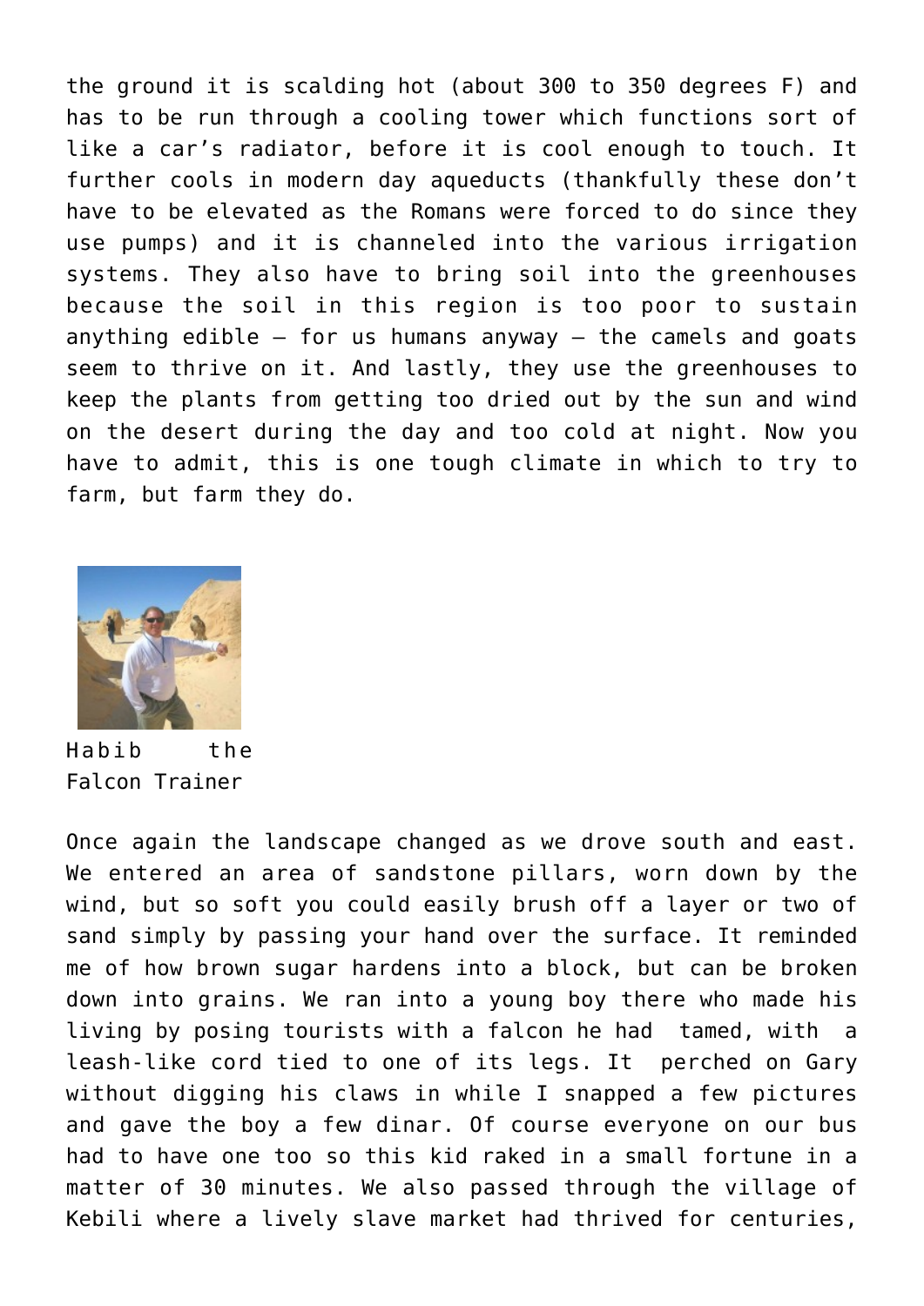the ground it is scalding hot (about 300 to 350 degrees F) and has to be run through a cooling tower which functions sort of like a car's radiator, before it is cool enough to touch. It further cools in modern day aqueducts (thankfully these don't have to be elevated as the Romans were forced to do since they use pumps) and it is channeled into the various irrigation systems. They also have to bring soil into the greenhouses because the soil in this region is too poor to sustain anything edible – for us humans anyway – the camels and goats seem to thrive on it. And lastly, they use the greenhouses to keep the plants from getting too dried out by the sun and wind on the desert during the day and too cold at night. Now you have to admit, this is one tough climate in which to try to farm, but farm they do.

Habib the Falcon Trainer

Once again the landscape changed as we drove south and east. We entered an area of sandstone pillars, worn down by the wind, but so soft you could easily brush off a layer or two of sand simply by passing your hand over the surface. It reminded me of how brown sugar hardens into a block, but can be broken down into grains. We ran into a young boy there who made his living by posing tourists with a falcon he had tamed, with a leash-like cord tied to one of its legs. It perched on Gary without digging his claws in while I snapped a few pictures and gave the boy a few dinar. Of course everyone on our bus had to have one too so this kid raked in a small fortune in a matter of 30 minutes. We also passed through the village of Kebili where a lively slave market had thrived for centuries,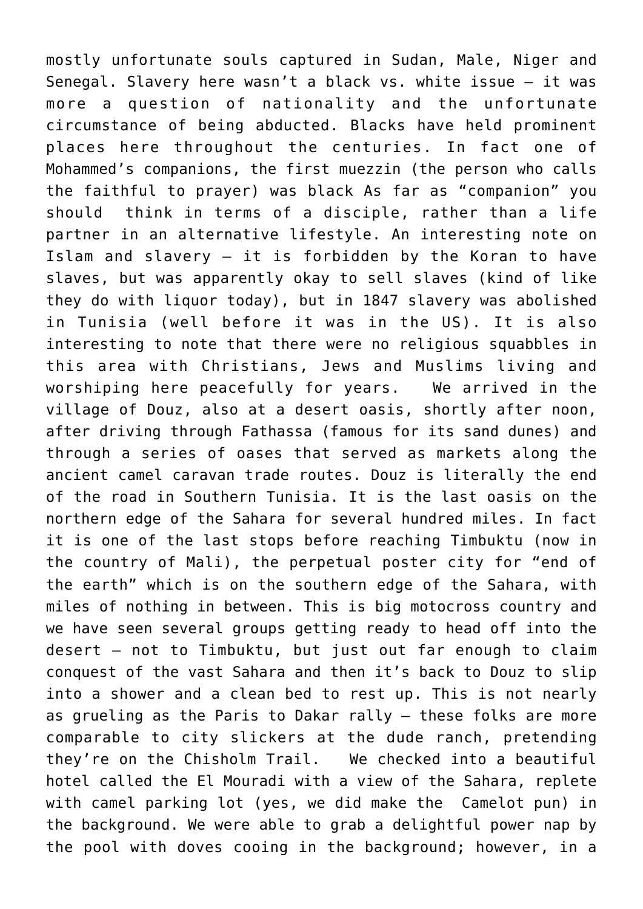mostly unfortunate souls captured in Sudan, Male, Niger and Senegal. Slavery here wasn't a black vs. white issue – it was more a question of nationality and the unfortunate circumstance of being abducted. Blacks have held prominent places here throughout the centuries. In fact one of Mohammed's companions, the first muezzin (the person who calls the faithful to prayer) was black As far as "companion" you should think in terms of a disciple, rather than a life partner in an alternative lifestyle. An interesting note on Islam and slavery – it is forbidden by the Koran to have slaves, but was apparently okay to sell slaves (kind of like they do with liquor today), but in 1847 slavery was abolished in Tunisia (well before it was in the US). It is also interesting to note that there were no religious squabbles in this area with Christians, Jews and Muslims living and worshiping here peacefully for years. We arrived in the village of Douz, also at a desert oasis, shortly after noon, after driving through Fathassa (famous for its sand dunes) and through a series of oases that served as markets along the ancient camel caravan trade routes. Douz is literally the end of the road in Southern Tunisia. It is the last oasis on the northern edge of the Sahara for several hundred miles. In fact it is one of the last stops before reaching Timbuktu (now in the country of Mali), the perpetual poster city for "end of the earth" which is on the southern edge of the Sahara, with miles of nothing in between. This is big motocross country and we have seen several groups getting ready to head off into the desert – not to Timbuktu, but just out far enough to claim conquest of the vast Sahara and then it's back to Douz to slip into a shower and a clean bed to rest up. This is not nearly as grueling as the Paris to Dakar rally – these folks are more comparable to city slickers at the dude ranch, pretending they're on the Chisholm Trail. We checked into a beautiful hotel called the El Mouradi with a view of the Sahara, replete with camel parking lot (yes, we did make the Camelot pun) in the background. We were able to grab a delightful power nap by the pool with doves cooing in the background; however, in a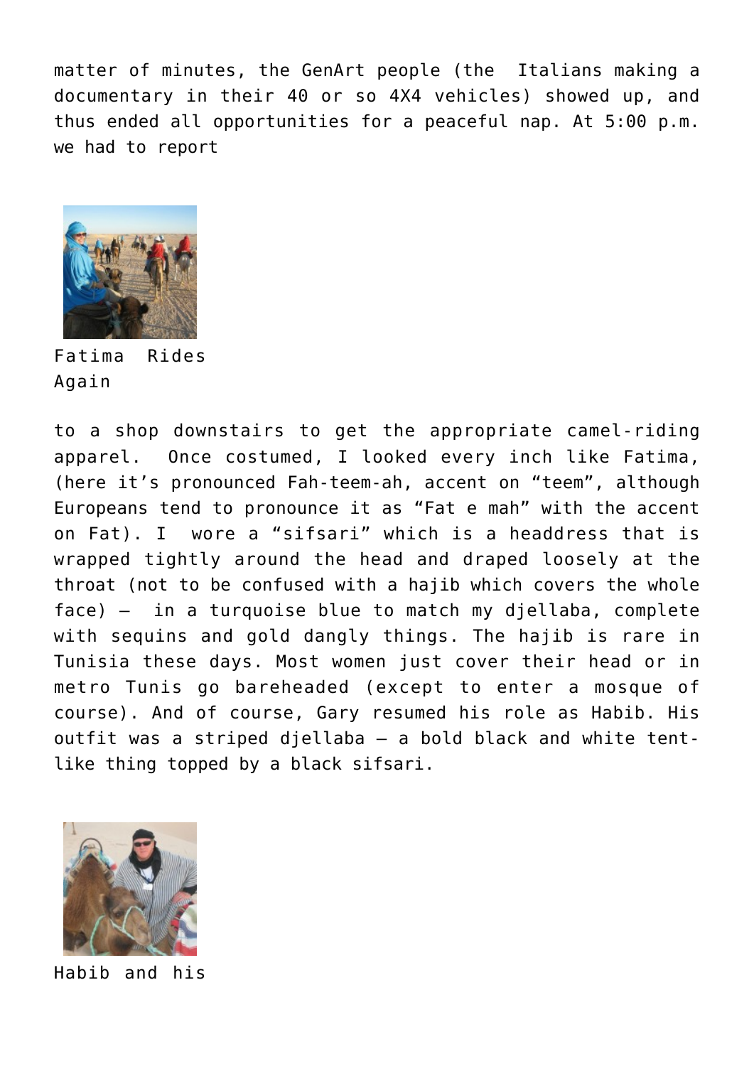matter of minutes, the GenArt people (the Italians making a documentary in their 40 or so 4X4 vehicles) showed up, and thus ended all opportunities for a peaceful nap. At 5:00 p.m. we had to report

Fatima Rides Again

to a shop downstairs to get the appropriate camel-riding apparel. Once costumed, I looked every inch like Fatima, (here it's pronounced Fah-teem-ah, accent on "teem", although Europeans tend to pronounce it as "Fat e mah" with the accent on Fat). I wore a "sifsari" which is a headdress that is wrapped tightly around the head and draped loosely at the throat (not to be confused with a hajib which covers the whole face) – in a turquoise blue to match my djellaba, complete with sequins and gold dangly things. The hajib is rare in Tunisia these days. Most women just cover their head or in metro Tunis go bareheaded (except to enter a mosque of course). And of course, Gary resumed his role as Habib. His outfit was a striped djellaba – a bold black and white tent-like thing topped by a black sifsari.

Habib and his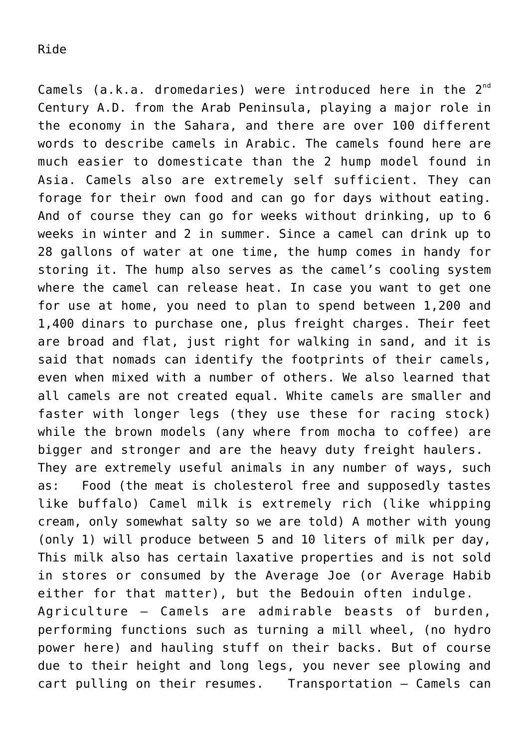Ride

Camels (a.k.a. dromedaries) were introduced here in the 2nd Century A.D. from the Arab Peninsula, playing a major role in the economy in the Sahara, and there are over 100 different words to describe camels in Arabic. The camels found here are much easier to domesticate than the 2 hump model found in Asia. Camels also are extremely self sufficient. They can forage for their own food and can go for days without eating. And of course they can go for weeks without drinking, up to 6 weeks in winter and 2 in summer. Since a camel can drink up to 28 gallons of water at one time, the hump comes in handy for storing it. The hump also serves as the camel's cooling system where the camel can release heat. In case you want to get one for use at home, you need to plan to spend between 1,200 and 1,400 dinars to purchase one, plus freight charges. Their feet are broad and flat, just right for walking in sand, and it is said that nomads can identify the footprints of their camels, even when mixed with a number of others. We also learned that all camels are not created equal. White camels are smaller and faster with longer legs (they use these for racing stock) while the brown models (any where from mocha to coffee) are bigger and stronger and are the heavy duty freight haulers.
They are extremely useful animals in any number of ways, such as: Food (the meat is cholesterol free and supposedly tastes like buffalo) Camel milk is extremely rich (like whipping cream, only somewhat salty so we are told) A mother with young (only 1) will produce between 5 and 10 liters of milk per day, This milk also has certain laxative properties and is not sold in stores or consumed by the Average Joe (or Average Habib either for that matter), but the Bedouin often indulge.
Agriculture – Camels are admirable beasts of burden, performing functions such as turning a mill wheel, (no hydro power here) and hauling stuff on their backs. But of course due to their height and long legs, you never see plowing and cart pulling on their resumes. Transportation – Camels can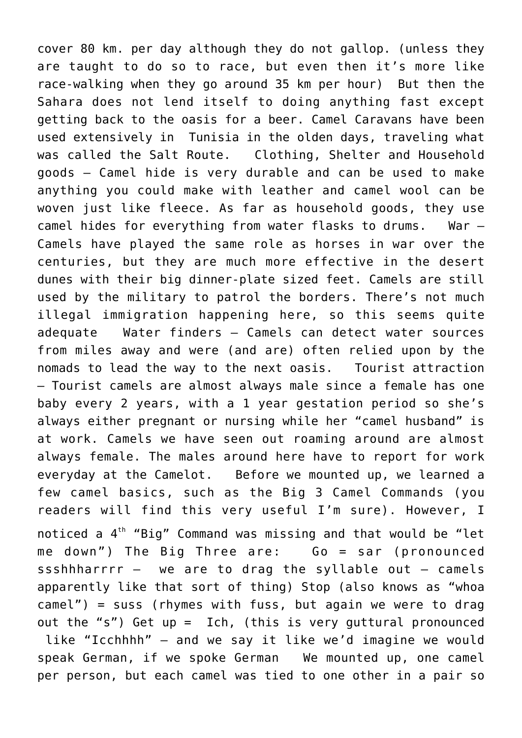cover 80 km. per day although they do not gallop. (unless they are taught to do so to race, but even then it's more like race-walking when they go around 35 km per hour) But then the Sahara does not lend itself to doing anything fast except getting back to the oasis for a beer. Camel Caravans have been used extensively in Tunisia in the olden days, traveling what was called the Salt Route. Clothing, Shelter and Household goods – Camel hide is very durable and can be used to make anything you could make with leather and camel wool can be woven just like fleece. As far as household goods, they use camel hides for everything from water flasks to drums. War – Camels have played the same role as horses in war over the centuries, but they are much more effective in the desert dunes with their big dinner-plate sized feet. Camels are still used by the military to patrol the borders. There's not much illegal immigration happening here, so this seems quite adequate Water finders – Camels can detect water sources from miles away and were (and are) often relied upon by the nomads to lead the way to the next oasis. Tourist attraction – Tourist camels are almost always male since a female has one baby every 2 years, with a 1 year gestation period so she's always either pregnant or nursing while her "camel husband" is at work. Camels we have seen out roaming around are almost always female. The males around here have to report for work everyday at the Camelot. Before we mounted up, we learned a few camel basics, such as the Big 3 Camel Commands (you readers will find this very useful I'm sure). However, I noticed a 4th "Big" Command was missing and that would be "let me down") The Big Three are: Go = sar (pronounced ssshhharrrr – we are to drag the syllable out – camels apparently like that sort of thing) Stop (also knows as "whoa camel") = suss (rhymes with fuss, but again we were to drag out the "s") Get up = Ich, (this is very guttural pronounced like "Icchhhh" – and we say it like we'd imagine we would speak German, if we spoke German We mounted up, one camel per person, but each camel was tied to one other in a pair so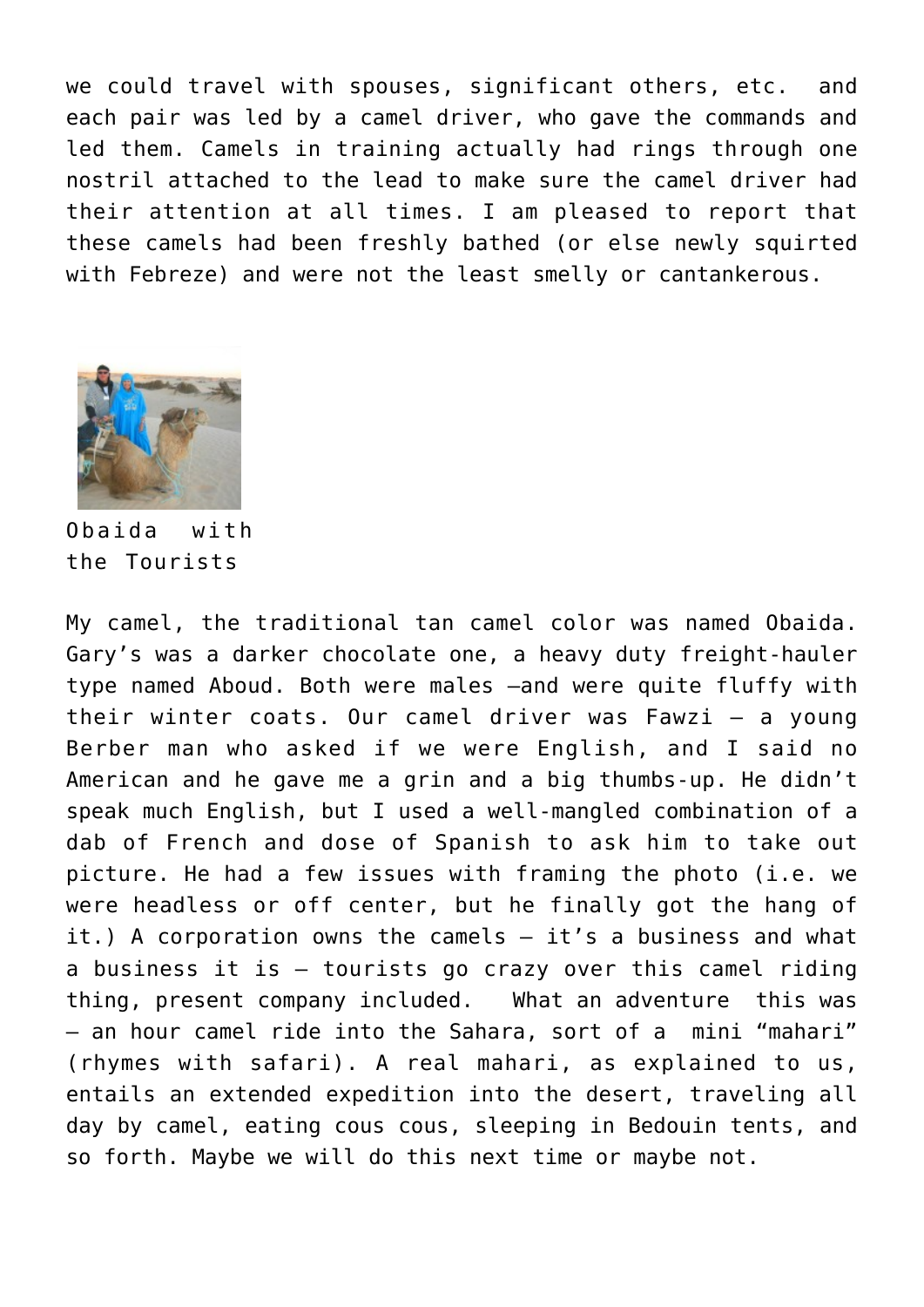we could travel with spouses, significant others, etc.  and each pair was led by a camel driver, who gave the commands and led them. Camels in training actually had rings through one nostril attached to the lead to make sure the camel driver had their attention at all times. I am pleased to report that these camels had been freshly bathed (or else newly squirted with Febreze) and were not the least smelly or cantankerous.

Obaida with the Tourists

My camel, the traditional tan camel color was named Obaida. Gary's was a darker chocolate one, a heavy duty freight-hauler type named Aboud. Both were males –and were quite fluffy with their winter coats. Our camel driver was Fawzi – a young Berber man who asked if we were English, and I said no American and he gave me a grin and a big thumbs-up. He didn't speak much English, but I used a well-mangled combination of a dab of French and dose of Spanish to ask him to take out picture. He had a few issues with framing the photo (i.e. we were headless or off center, but he finally got the hang of it.) A corporation owns the camels – it's a business and what a business it is – tourists go crazy over this camel riding thing, present company included.  What an adventure  this was – an hour camel ride into the Sahara, sort of a  mini "mahari" (rhymes with safari). A real mahari, as explained to us, entails an extended expedition into the desert, traveling all day by camel, eating cous cous, sleeping in Bedouin tents, and so forth. Maybe we will do this next time or maybe not.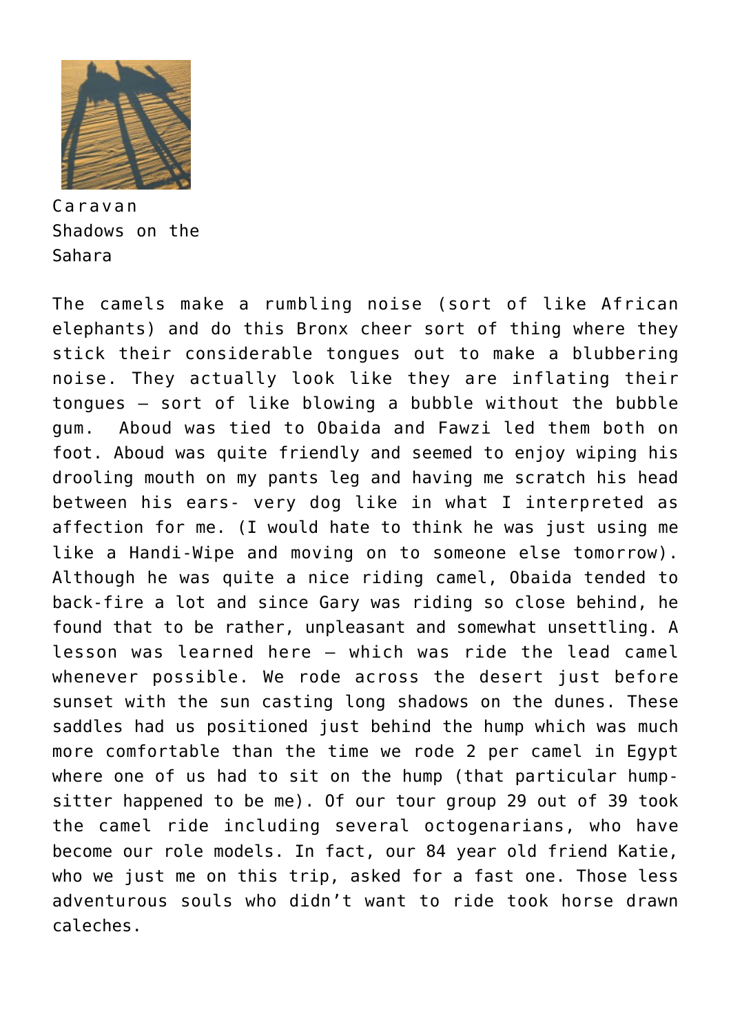Caravan Shadows on the Sahara

The camels make a rumbling noise (sort of like African elephants) and do this Bronx cheer sort of thing where they stick their considerable tongues out to make a blubbering noise. They actually look like they are inflating their tongues – sort of like blowing a bubble without the bubble gum.  Aboud was tied to Obaida and Fawzi led them both on foot. Aboud was quite friendly and seemed to enjoy wiping his drooling mouth on my pants leg and having me scratch his head between his ears- very dog like in what I interpreted as affection for me. (I would hate to think he was just using me like a Handi-Wipe and moving on to someone else tomorrow). Although he was quite a nice riding camel, Obaida tended to back-fire a lot and since Gary was riding so close behind, he found that to be rather, unpleasant and somewhat unsettling. A lesson was learned here – which was ride the lead camel whenever possible. We rode across the desert just before sunset with the sun casting long shadows on the dunes. These saddles had us positioned just behind the hump which was much more comfortable than the time we rode 2 per camel in Egypt where one of us had to sit on the hump (that particular hump-sitter happened to be me). Of our tour group 29 out of 39 took the camel ride including several octogenarians, who have become our role models. In fact, our 84 year old friend Katie, who we just me on this trip, asked for a fast one. Those less adventurous souls who didn't want to ride took horse drawn caleches.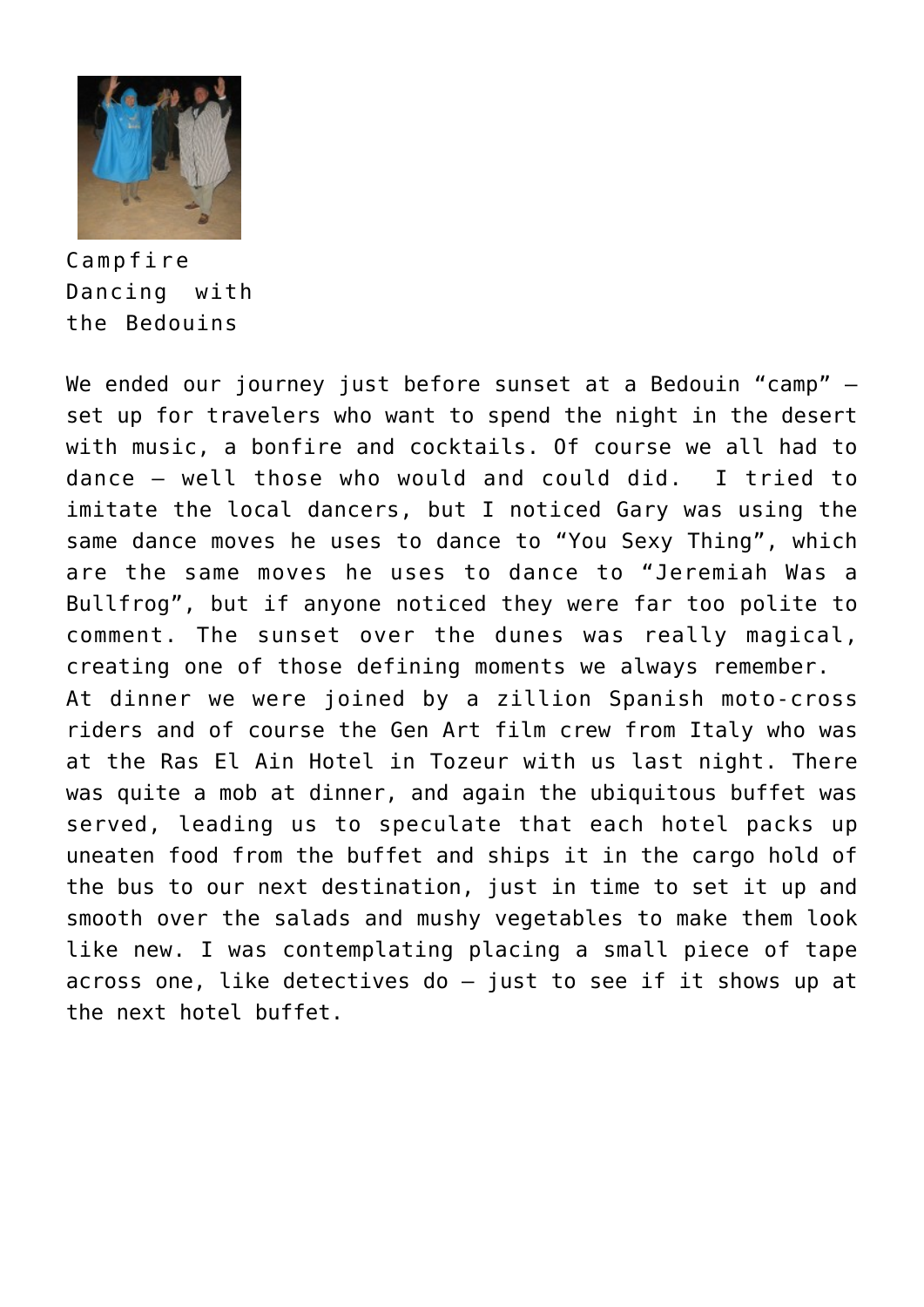Campfire Dancing with the Bedouins

We ended our journey just before sunset at a Bedouin "camp" – set up for travelers who want to spend the night in the desert with music, a bonfire and cocktails. Of course we all had to dance – well those who would and could did.  I tried to imitate the local dancers, but I noticed Gary was using the same dance moves he uses to dance to "You Sexy Thing", which are the same moves he uses to dance to "Jeremiah Was a Bullfrog", but if anyone noticed they were far too polite to comment. The sunset over the dunes was really magical, creating one of those defining moments we always remember.
At dinner we were joined by a zillion Spanish moto-cross riders and of course the Gen Art film crew from Italy who was at the Ras El Ain Hotel in Tozeur with us last night. There was quite a mob at dinner, and again the ubiquitous buffet was served, leading us to speculate that each hotel packs up uneaten food from the buffet and ships it in the cargo hold of the bus to our next destination, just in time to set it up and smooth over the salads and mushy vegetables to make them look like new. I was contemplating placing a small piece of tape across one, like detectives do – just to see if it shows up at the next hotel buffet.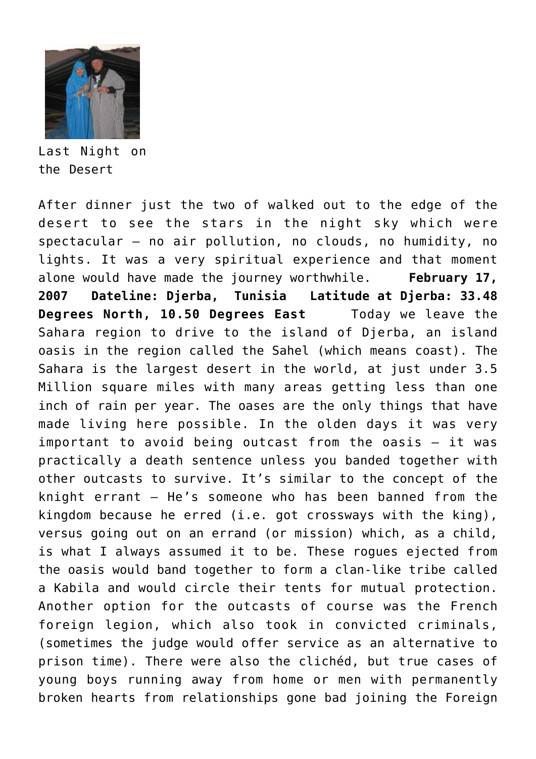Last Night on the Desert

After dinner just the two of walked out to the edge of the desert to see the stars in the night sky which were spectacular – no air pollution, no clouds, no humidity, no lights. It was a very spiritual experience and that moment alone would have made the journey worthwhile. **February 17, 2007 Dateline: Djerba, Tunisia Latitude at Djerba: 33.48 Degrees North, 10.50 Degrees East** Today we leave the Sahara region to drive to the island of Djerba, an island oasis in the region called the Sahel (which means coast). The Sahara is the largest desert in the world, at just under 3.5 Million square miles with many areas getting less than one inch of rain per year. The oases are the only things that have made living here possible. In the olden days it was very important to avoid being outcast from the oasis – it was practically a death sentence unless you banded together with other outcasts to survive. It's similar to the concept of the knight errant – He's someone who has been banned from the kingdom because he erred (i.e. got crossways with the king), versus going out on an errand (or mission) which, as a child, is what I always assumed it to be. These rogues ejected from the oasis would band together to form a clan-like tribe called a Kabila and would circle their tents for mutual protection. Another option for the outcasts of course was the French foreign legion, which also took in convicted criminals, (sometimes the judge would offer service as an alternative to prison time). There were also the clichéd, but true cases of young boys running away from home or men with permanently broken hearts from relationships gone bad joining the Foreign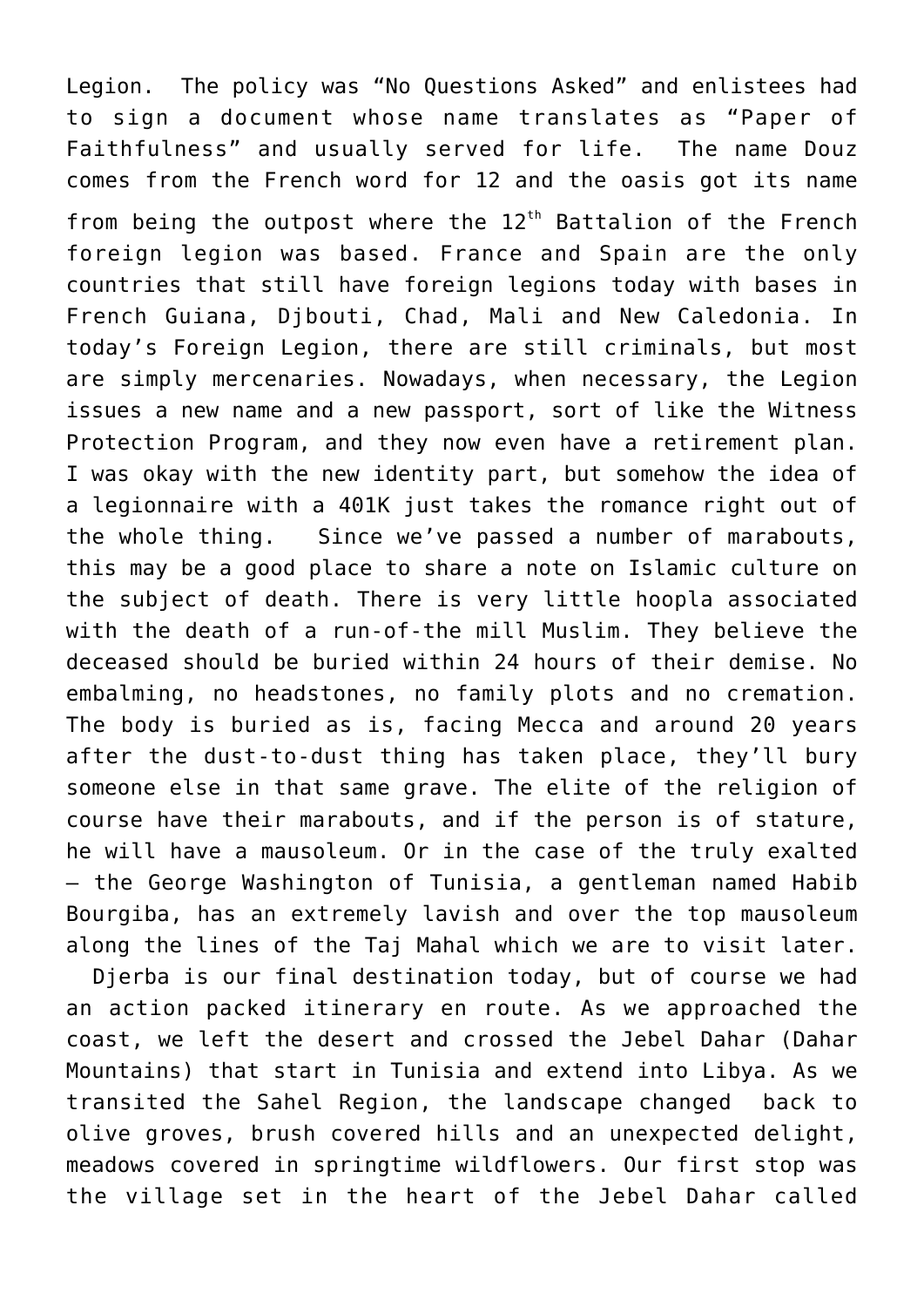Legion. The policy was "No Questions Asked" and enlistees had to sign a document whose name translates as "Paper of Faithfulness" and usually served for life. The name Douz comes from the French word for 12 and the oasis got its name from being the outpost where the 12th Battalion of the French foreign legion was based. France and Spain are the only countries that still have foreign legions today with bases in French Guiana, Djbouti, Chad, Mali and New Caledonia. In today's Foreign Legion, there are still criminals, but most are simply mercenaries. Nowadays, when necessary, the Legion issues a new name and a new passport, sort of like the Witness Protection Program, and they now even have a retirement plan. I was okay with the new identity part, but somehow the idea of a legionnaire with a 401K just takes the romance right out of the whole thing. Since we've passed a number of marabouts, this may be a good place to share a note on Islamic culture on the subject of death. There is very little hoopla associated with the death of a run-of-the mill Muslim. They believe the deceased should be buried within 24 hours of their demise. No embalming, no headstones, no family plots and no cremation. The body is buried as is, facing Mecca and around 20 years after the dust-to-dust thing has taken place, they'll bury someone else in that same grave. The elite of the religion of course have their marabouts, and if the person is of stature, he will have a mausoleum. Or in the case of the truly exalted – the George Washington of Tunisia, a gentleman named Habib Bourgiba, has an extremely lavish and over the top mausoleum along the lines of the Taj Mahal which we are to visit later.

Djerba is our final destination today, but of course we had an action packed itinerary en route. As we approached the coast, we left the desert and crossed the Jebel Dahar (Dahar Mountains) that start in Tunisia and extend into Libya. As we transited the Sahel Region, the landscape changed back to olive groves, brush covered hills and an unexpected delight, meadows covered in springtime wildflowers. Our first stop was the village set in the heart of the Jebel Dahar called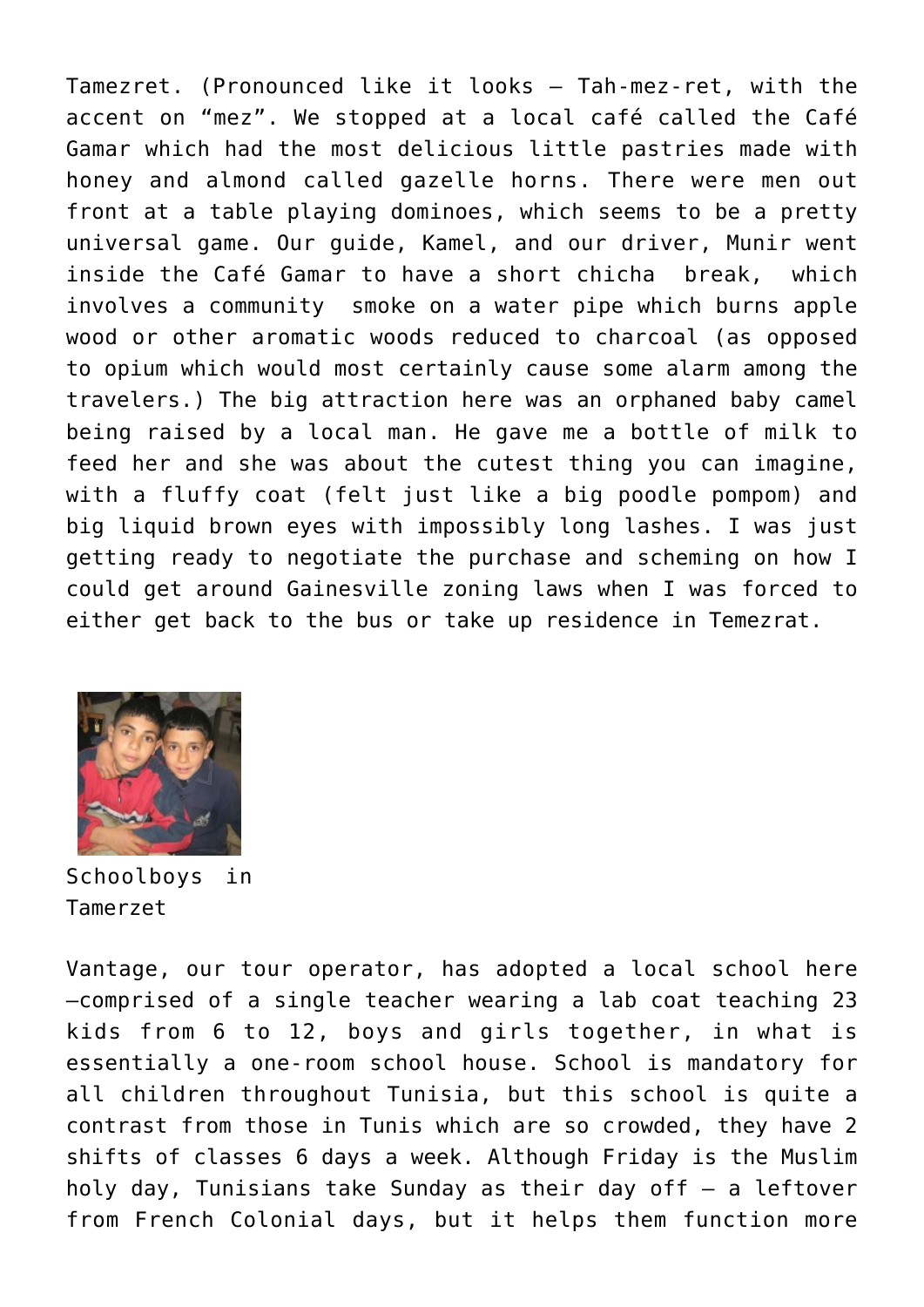Tamezret. (Pronounced like it looks – Tah-mez-ret, with the accent on "mez". We stopped at a local café called the Café Gamar which had the most delicious little pastries made with honey and almond called gazelle horns. There were men out front at a table playing dominoes, which seems to be a pretty universal game. Our guide, Kamel, and our driver, Munir went inside the Café Gamar to have a short chicha break, which involves a community smoke on a water pipe which burns apple wood or other aromatic woods reduced to charcoal (as opposed to opium which would most certainly cause some alarm among the travelers.) The big attraction here was an orphaned baby camel being raised by a local man. He gave me a bottle of milk to feed her and she was about the cutest thing you can imagine, with a fluffy coat (felt just like a big poodle pompom) and big liquid brown eyes with impossibly long lashes. I was just getting ready to negotiate the purchase and scheming on how I could get around Gainesville zoning laws when I was forced to either get back to the bus or take up residence in Temezrat.

Schoolboys in Tamerzet

Vantage, our tour operator, has adopted a local school here —comprised of a single teacher wearing a lab coat teaching 23 kids from 6 to 12, boys and girls together, in what is essentially a one-room school house. School is mandatory for all children throughout Tunisia, but this school is quite a contrast from those in Tunis which are so crowded, they have 2 shifts of classes 6 days a week. Although Friday is the Muslim holy day, Tunisians take Sunday as their day off – a leftover from French Colonial days, but it helps them function more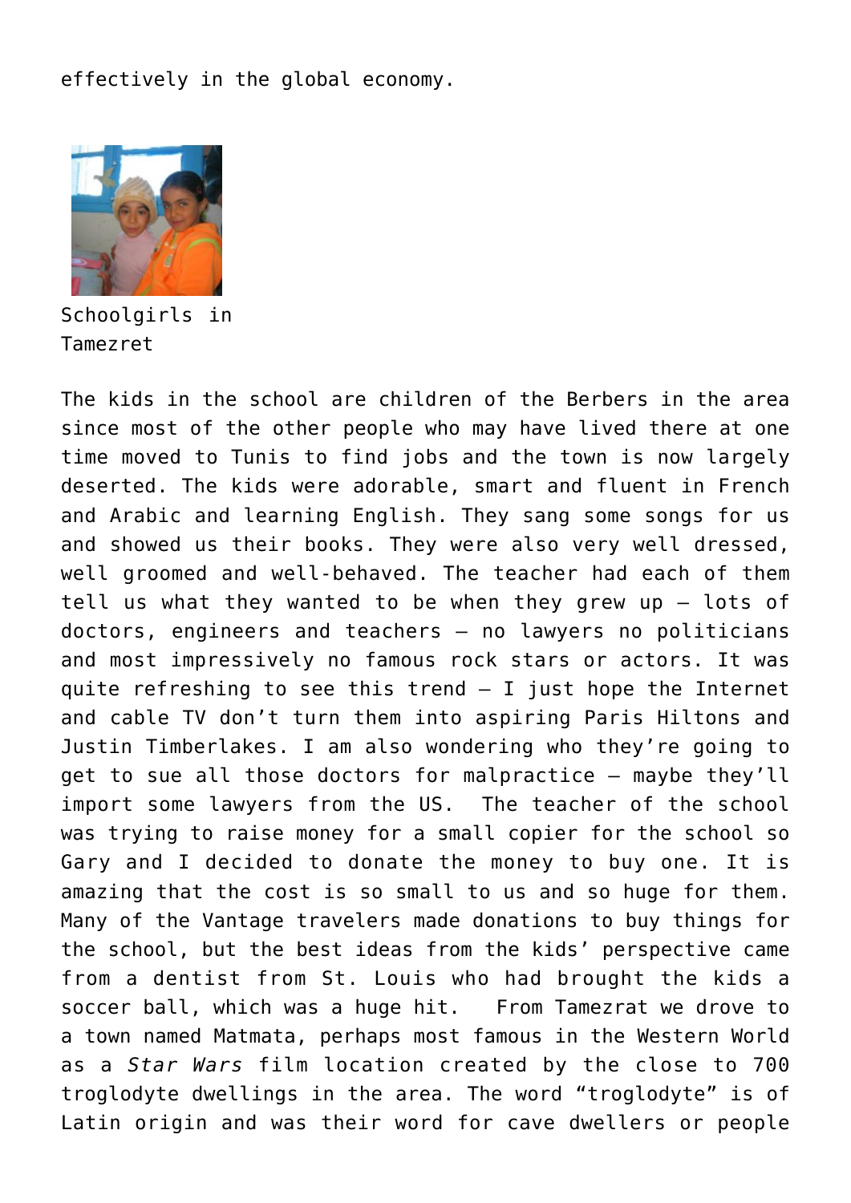effectively in the global economy.

Schoolgirls in Tamezret

The kids in the school are children of the Berbers in the area since most of the other people who may have lived there at one time moved to Tunis to find jobs and the town is now largely deserted. The kids were adorable, smart and fluent in French and Arabic and learning English. They sang some songs for us and showed us their books. They were also very well dressed, well groomed and well-behaved. The teacher had each of them tell us what they wanted to be when they grew up – lots of doctors, engineers and teachers – no lawyers no politicians and most impressively no famous rock stars or actors. It was quite refreshing to see this trend – I just hope the Internet and cable TV don't turn them into aspiring Paris Hiltons and Justin Timberlakes. I am also wondering who they're going to get to sue all those doctors for malpractice – maybe they'll import some lawyers from the US. The teacher of the school was trying to raise money for a small copier for the school so Gary and I decided to donate the money to buy one. It is amazing that the cost is so small to us and so huge for them. Many of the Vantage travelers made donations to buy things for the school, but the best ideas from the kids' perspective came from a dentist from St. Louis who had brought the kids a soccer ball, which was a huge hit. From Tamezrat we drove to a town named Matmata, perhaps most famous in the Western World as a *Star Wars* film location created by the close to 700 troglodyte dwellings in the area. The word "troglodyte" is of Latin origin and was their word for cave dwellers or people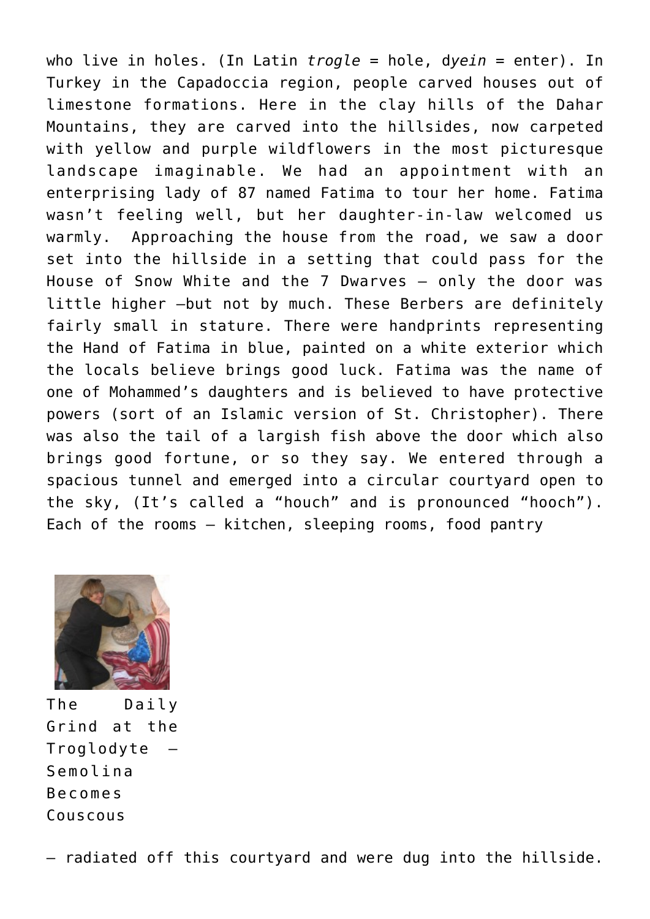who live in holes. (In Latin *trogle* = hole, d*yein* = enter). In Turkey in the Capadoccia region, people carved houses out of limestone formations. Here in the clay hills of the Dahar Mountains, they are carved into the hillsides, now carpeted with yellow and purple wildflowers in the most picturesque landscape imaginable. We had an appointment with an enterprising lady of 87 named Fatima to tour her home. Fatima wasn't feeling well, but her daughter-in-law welcomed us warmly. Approaching the house from the road, we saw a door set into the hillside in a setting that could pass for the House of Snow White and the 7 Dwarves – only the door was little higher –but not by much. These Berbers are definitely fairly small in stature. There were handprints representing the Hand of Fatima in blue, painted on a white exterior which the locals believe brings good luck. Fatima was the name of one of Mohammed's daughters and is believed to have protective powers (sort of an Islamic version of St. Christopher). There was also the tail of a largish fish above the door which also brings good fortune, or so they say. We entered through a spacious tunnel and emerged into a circular courtyard open to the sky, (It's called a "houch" and is pronounced "hooch"). Each of the rooms – kitchen, sleeping rooms, food pantry

The Daily Grind at the Troglodyte – Semolina Becomes Couscous

– radiated off this courtyard and were dug into the hillside.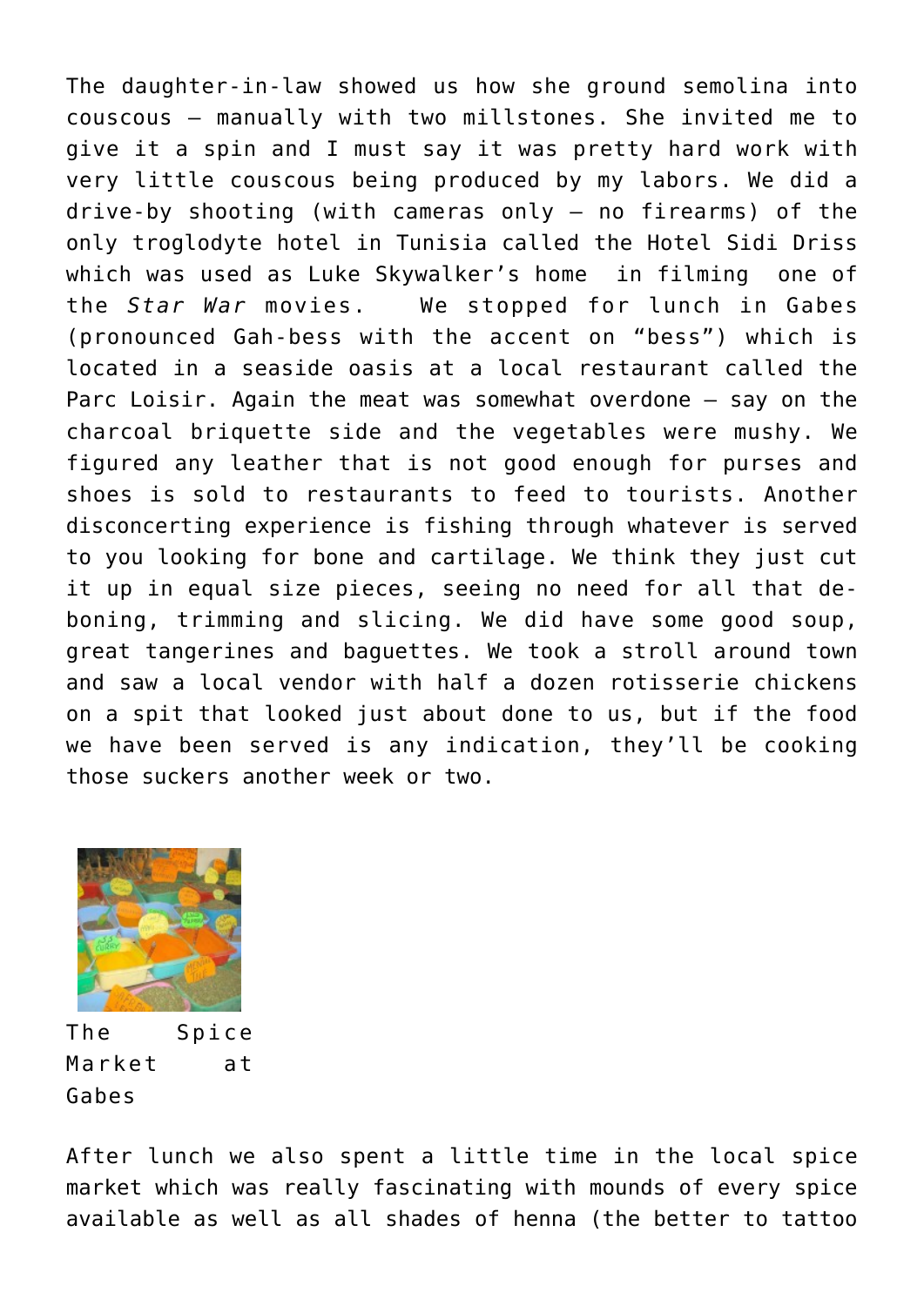The daughter-in-law showed us how she ground semolina into couscous – manually with two millstones. She invited me to give it a spin and I must say it was pretty hard work with very little couscous being produced by my labors. We did a drive-by shooting (with cameras only – no firearms) of the only troglodyte hotel in Tunisia called the Hotel Sidi Driss which was used as Luke Skywalker's home in filming one of the *Star War* movies. We stopped for lunch in Gabes (pronounced Gah-bess with the accent on "bess") which is located in a seaside oasis at a local restaurant called the Parc Loisir. Again the meat was somewhat overdone – say on the charcoal briquette side and the vegetables were mushy. We figured any leather that is not good enough for purses and shoes is sold to restaurants to feed to tourists. Another disconcerting experience is fishing through whatever is served to you looking for bone and cartilage. We think they just cut it up in equal size pieces, seeing no need for all that de-boning, trimming and slicing. We did have some good soup, great tangerines and baguettes. We took a stroll around town and saw a local vendor with half a dozen rotisserie chickens on a spit that looked just about done to us, but if the food we have been served is any indication, they'll be cooking those suckers another week or two.

The Spice Market at Gabes

After lunch we also spent a little time in the local spice market which was really fascinating with mounds of every spice available as well as all shades of henna (the better to tattoo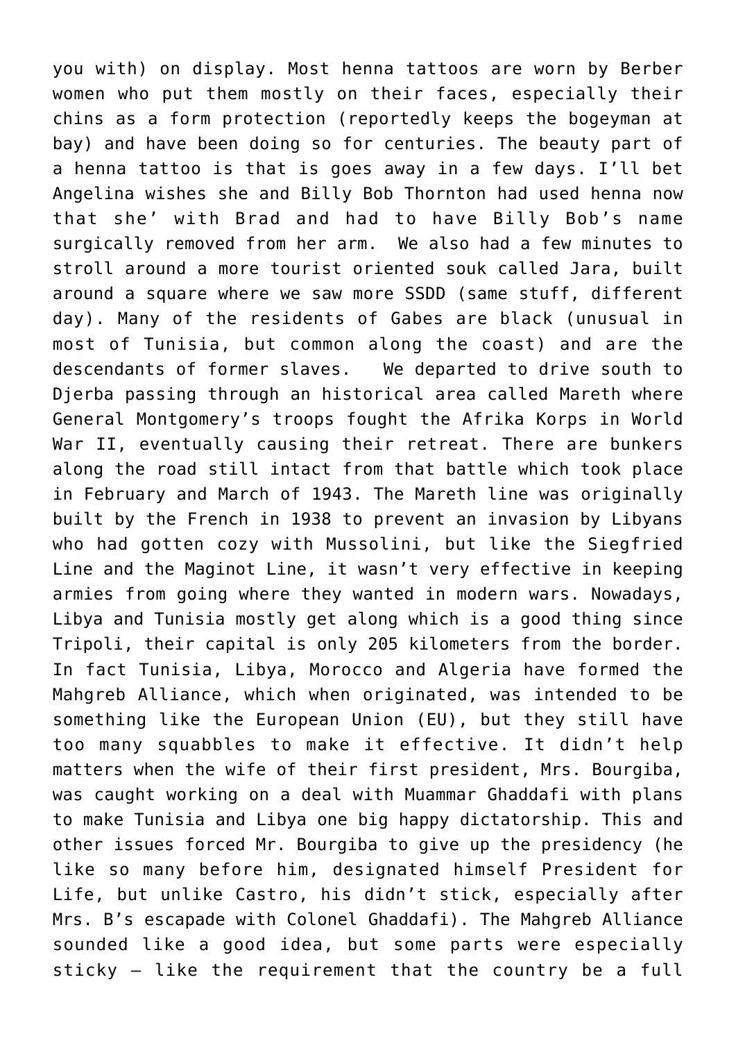you with) on display. Most henna tattoos are worn by Berber women who put them mostly on their faces, especially their chins as a form protection (reportedly keeps the bogeyman at bay) and have been doing so for centuries. The beauty part of a henna tattoo is that is goes away in a few days. I'll bet Angelina wishes she and Billy Bob Thornton had used henna now that she' with Brad and had to have Billy Bob's name surgically removed from her arm. We also had a few minutes to stroll around a more tourist oriented souk called Jara, built around a square where we saw more SSDD (same stuff, different day). Many of the residents of Gabes are black (unusual in most of Tunisia, but common along the coast) and are the descendants of former slaves. We departed to drive south to Djerba passing through an historical area called Mareth where General Montgomery's troops fought the Afrika Korps in World War II, eventually causing their retreat. There are bunkers along the road still intact from that battle which took place in February and March of 1943. The Mareth line was originally built by the French in 1938 to prevent an invasion by Libyans who had gotten cozy with Mussolini, but like the Siegfried Line and the Maginot Line, it wasn't very effective in keeping armies from going where they wanted in modern wars. Nowadays, Libya and Tunisia mostly get along which is a good thing since Tripoli, their capital is only 205 kilometers from the border. In fact Tunisia, Libya, Morocco and Algeria have formed the Mahgreb Alliance, which when originated, was intended to be something like the European Union (EU), but they still have too many squabbles to make it effective. It didn't help matters when the wife of their first president, Mrs. Bourgiba, was caught working on a deal with Muammar Ghaddafi with plans to make Tunisia and Libya one big happy dictatorship. This and other issues forced Mr. Bourgiba to give up the presidency (he like so many before him, designated himself President for Life, but unlike Castro, his didn't stick, especially after Mrs. B's escapade with Colonel Ghaddafi). The Mahgreb Alliance sounded like a good idea, but some parts were especially sticky – like the requirement that the country be a full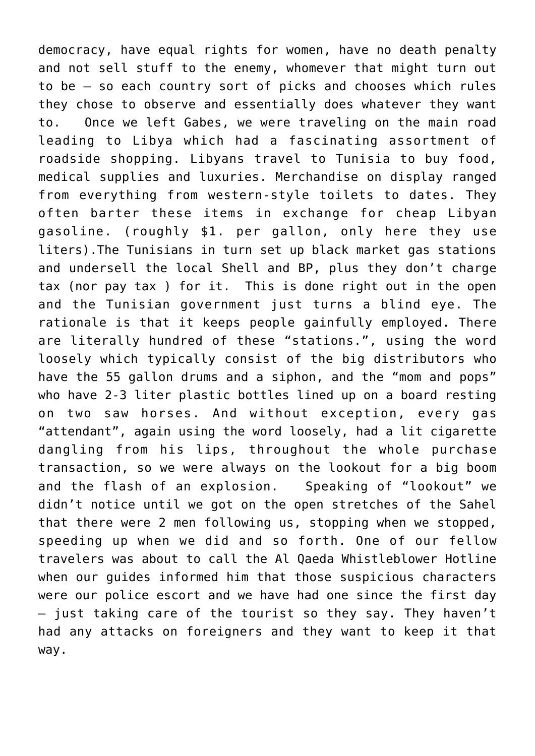democracy, have equal rights for women, have no death penalty and not sell stuff to the enemy, whomever that might turn out to be – so each country sort of picks and chooses which rules they chose to observe and essentially does whatever they want to.   Once we left Gabes, we were traveling on the main road leading to Libya which had a fascinating assortment of roadside shopping. Libyans travel to Tunisia to buy food, medical supplies and luxuries. Merchandise on display ranged from everything from western-style toilets to dates. They often barter these items in exchange for cheap Libyan gasoline. (roughly $1. per gallon, only here they use liters).The Tunisians in turn set up black market gas stations and undersell the local Shell and BP, plus they don't charge tax (nor pay tax ) for it.  This is done right out in the open and the Tunisian government just turns a blind eye. The rationale is that it keeps people gainfully employed. There are literally hundred of these "stations.", using the word loosely which typically consist of the big distributors who have the 55 gallon drums and a siphon, and the "mom and pops" who have 2-3 liter plastic bottles lined up on a board resting on two saw horses. And without exception, every gas "attendant", again using the word loosely, had a lit cigarette dangling from his lips, throughout the whole purchase transaction, so we were always on the lookout for a big boom and the flash of an explosion.   Speaking of "lookout" we didn't notice until we got on the open stretches of the Sahel that there were 2 men following us, stopping when we stopped, speeding up when we did and so forth. One of our fellow travelers was about to call the Al Qaeda Whistleblower Hotline when our guides informed him that those suspicious characters were our police escort and we have had one since the first day – just taking care of the tourist so they say. They haven't had any attacks on foreigners and they want to keep it that way.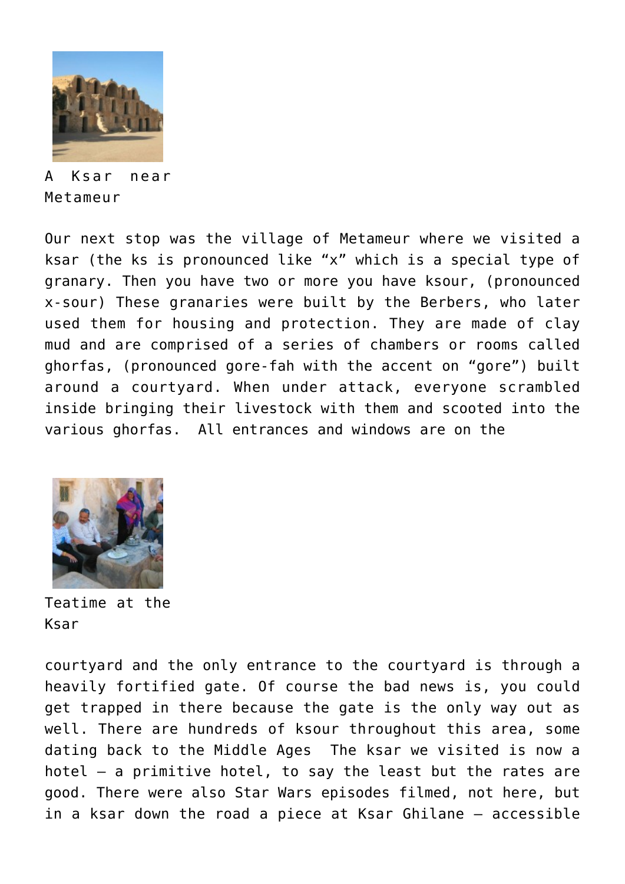A Ksar near Metameur

Our next stop was the village of Metameur where we visited a ksar (the ks is pronounced like “x” which is a special type of granary. Then you have two or more you have ksour, (pronounced x-sour) These granaries were built by the Berbers, who later used them for housing and protection. They are made of clay mud and are comprised of a series of chambers or rooms called ghorfas, (pronounced gore-fah with the accent on “gore”) built around a courtyard. When under attack, everyone scrambled inside bringing their livestock with them and scooted into the various ghorfas.  All entrances and windows are on the

Teatime at the Ksar

courtyard and the only entrance to the courtyard is through a heavily fortified gate. Of course the bad news is, you could get trapped in there because the gate is the only way out as well. There are hundreds of ksour throughout this area, some dating back to the Middle Ages  The ksar we visited is now a hotel – a primitive hotel, to say the least but the rates are good. There were also Star Wars episodes filmed, not here, but in a ksar down the road a piece at Ksar Ghilane – accessible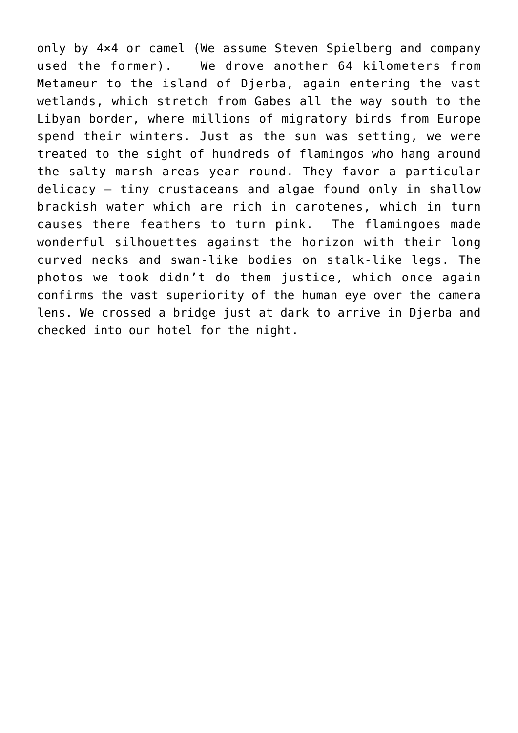only by 4×4 or camel (We assume Steven Spielberg and company used the former).  We drove another 64 kilometers from Metameur to the island of Djerba, again entering the vast wetlands, which stretch from Gabes all the way south to the Libyan border, where millions of migratory birds from Europe spend their winters. Just as the sun was setting, we were treated to the sight of hundreds of flamingos who hang around the salty marsh areas year round. They favor a particular delicacy – tiny crustaceans and algae found only in shallow brackish water which are rich in carotenes, which in turn causes there feathers to turn pink.  The flamingoes made wonderful silhouettes against the horizon with their long curved necks and swan-like bodies on stalk-like legs. The photos we took didn't do them justice, which once again confirms the vast superiority of the human eye over the camera lens. We crossed a bridge just at dark to arrive in Djerba and checked into our hotel for the night.